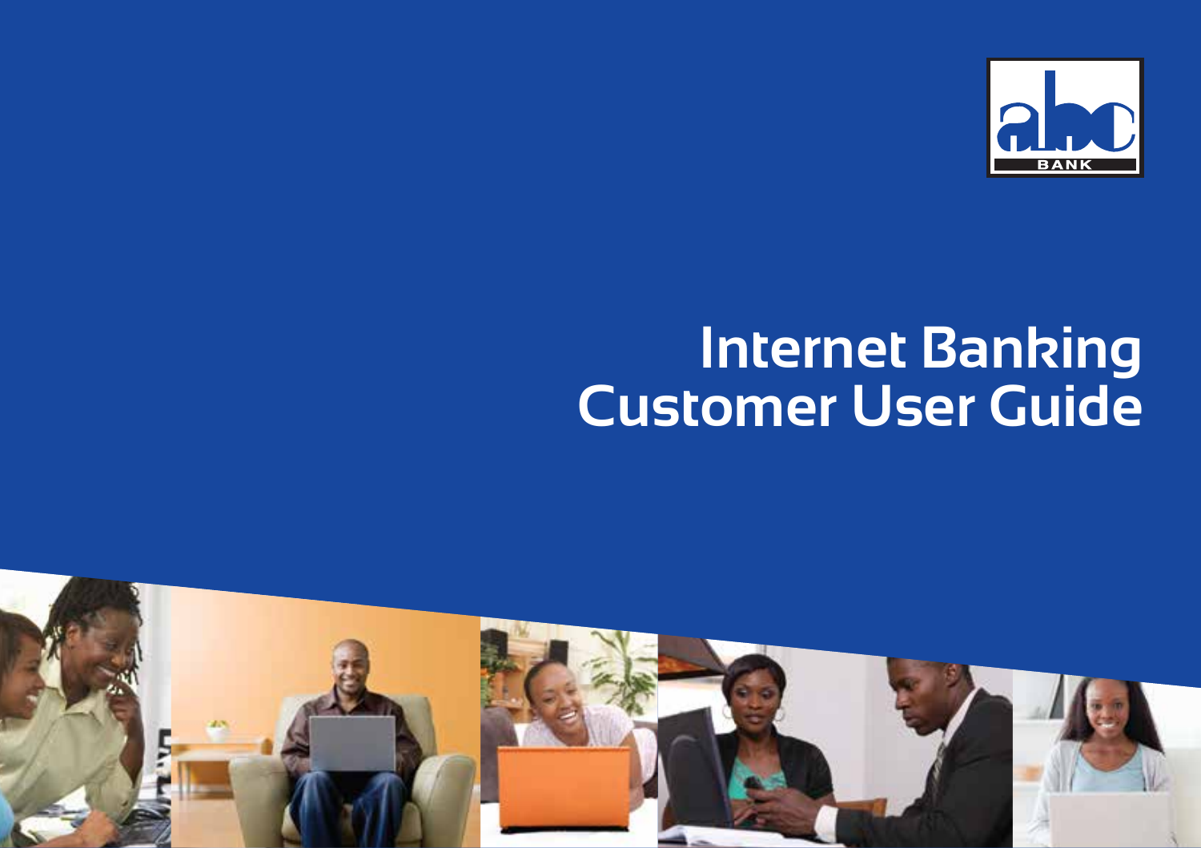abc BANK

# Internet Banking Customer User Guide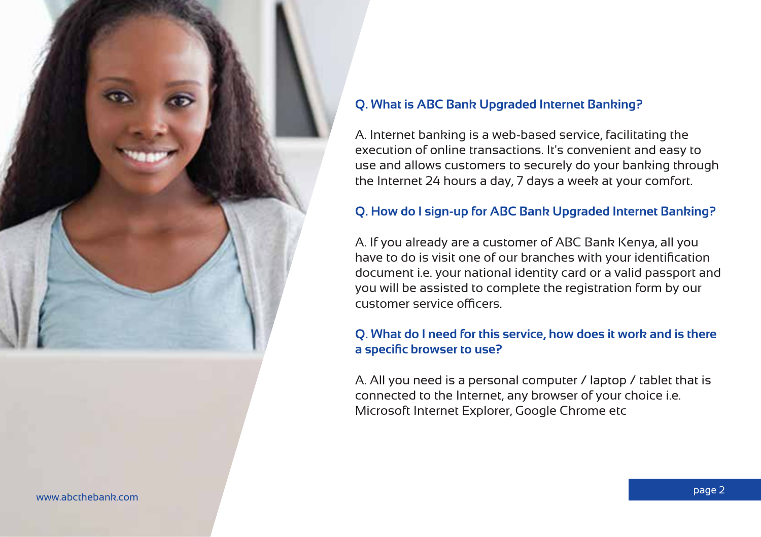**Q. What is ABC Bank Upgraded Internet Banking?**

A. Internet banking is a web-based service, facilitating the execution of online transactions. It's convenient and easy to use and allows customers to securely do your banking through the Internet 24 hours a day, 7 days a week at your comfort.

**Q. How do I sign-up for ABC Bank Upgraded Internet Banking?**

A. If you already are a customer of ABC Bank Kenya, all you have to do is visit one of our branches with your identification document i.e. your national identity card or a valid passport and you will be assisted to complete the registration form by our customer service officers.

**Q. What do I need for this service, how does it work and is there a specific browser to use?**

A. All you need is a personal computer / laptop / tablet that is connected to the Internet, any browser of your choice i.e. Microsoft Internet Explorer, Google Chrome etc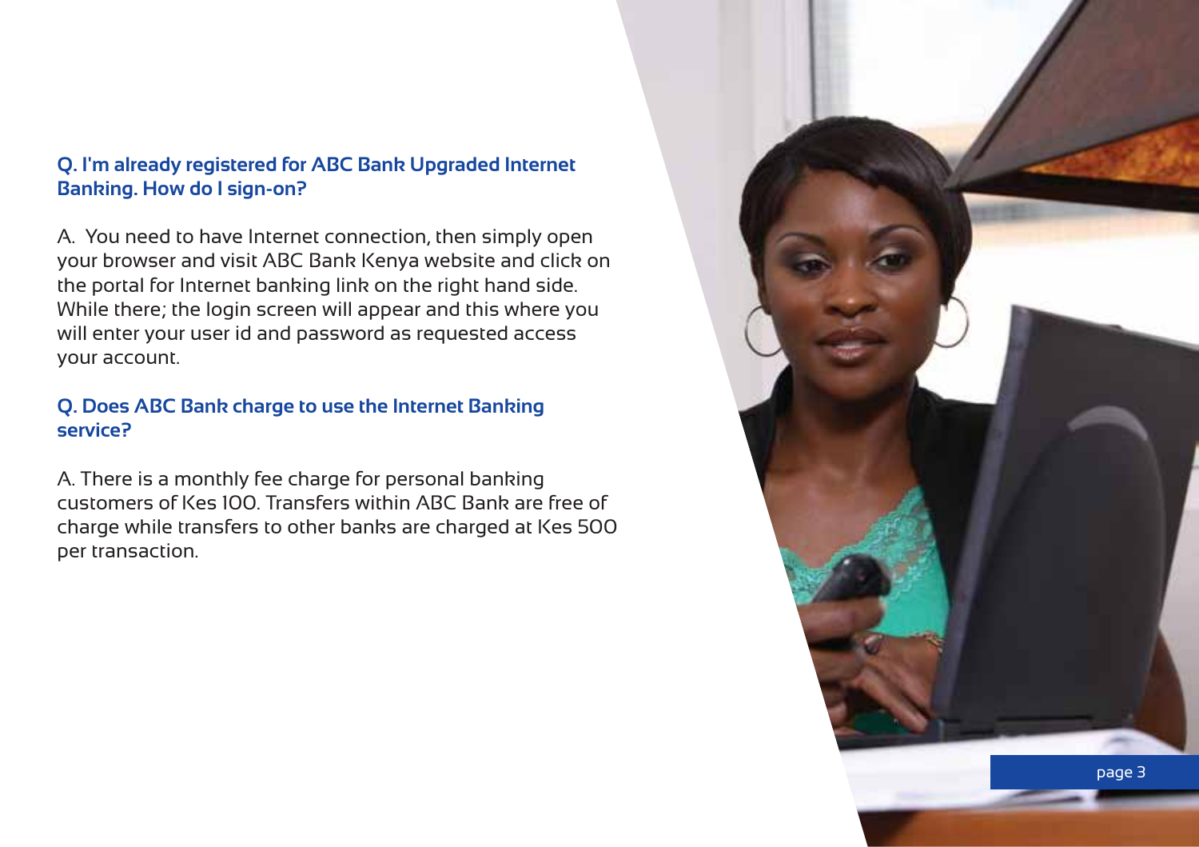### Q. I'm already registered for ABC Bank Upgraded Internet Banking. How do I sign-on?

A. You need to have Internet connection, then simply open your browser and visit ABC Bank Kenya website and click on the portal for Internet banking link on the right hand side. While there; the login screen will appear and this where you will enter your user id and password as requested access your account.

### Q. Does ABC Bank charge to use the Internet Banking service?

A. There is a monthly fee charge for personal banking customers of Kes 100. Transfers within ABC Bank are free of charge while transfers to other banks are charged at Kes 500 per transaction.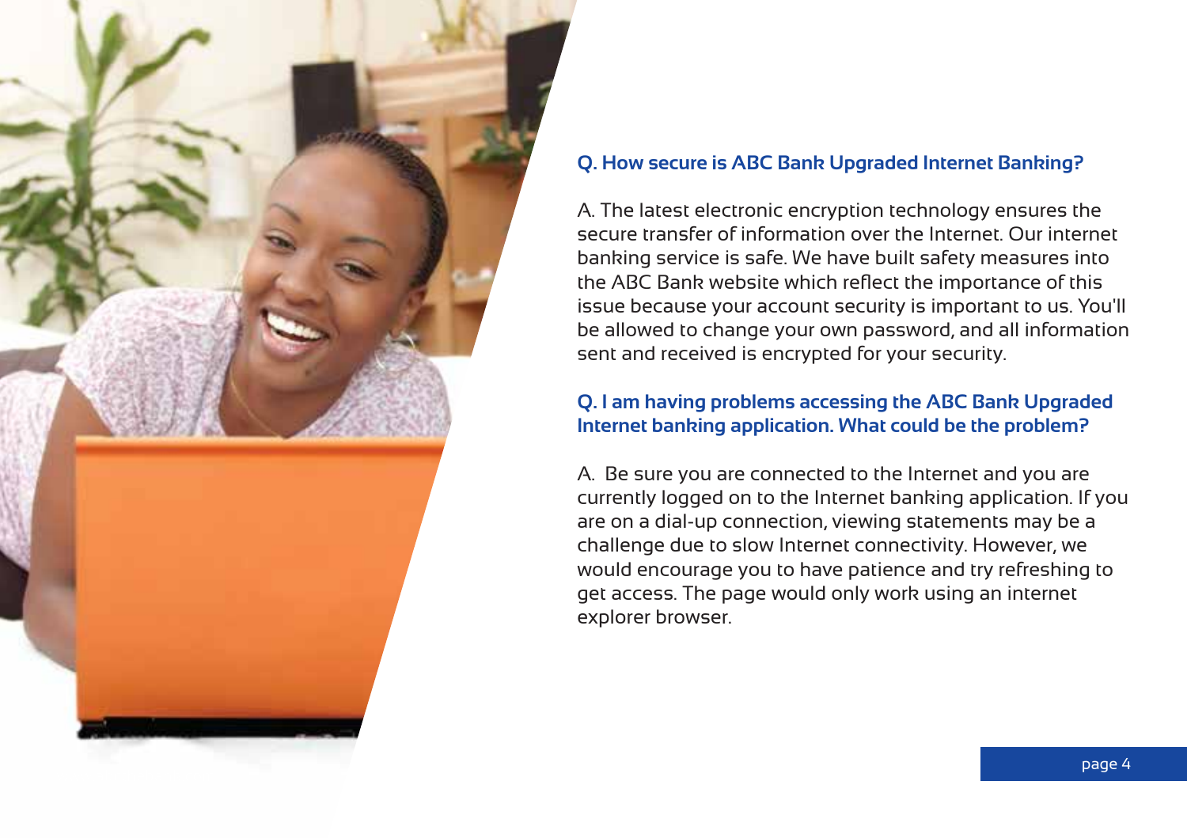### Q. How secure is ABC Bank Upgraded Internet Banking?

A. The latest electronic encryption technology ensures the secure transfer of information over the Internet. Our internet banking service is safe. We have built safety measures into the ABC Bank website which reflect the importance of this issue because your account security is important to us. You'll be allowed to change your own password, and all information sent and received is encrypted for your security.

### Q. I am having problems accessing the ABC Bank Upgraded Internet banking application. What could be the problem?

A. Be sure you are connected to the Internet and you are currently logged on to the Internet banking application. If you are on a dial-up connection, viewing statements may be a challenge due to slow Internet connectivity. However, we would encourage you to have patience and try refreshing to get access. The page would only work using an internet explorer browser.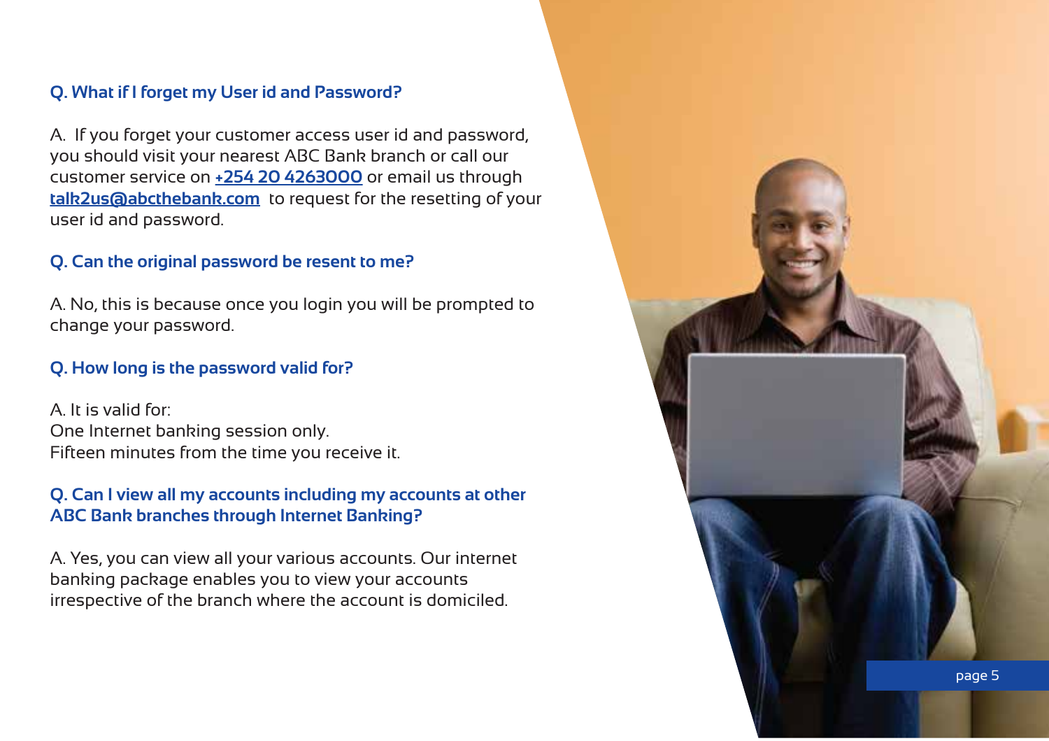**Q. What if I forget my User id and Password?**

A. If you forget your customer access user id and password, you should visit your nearest ABC Bank branch or call our customer service on +254 20 4263000 or email us through talk2us@abcthebank.com to request for the resetting of your user id and password.

**Q. Can the original password be resent to me?**

A. No, this is because once you login you will be prompted to change your password.

**Q. How long is the password valid for?**

A. It is valid for:
One Internet banking session only.
Fifteen minutes from the time you receive it.

**Q. Can I view all my accounts including my accounts at other ABC Bank branches through Internet Banking?**

A. Yes, you can view all your various accounts. Our internet banking package enables you to view your accounts irrespective of the branch where the account is domiciled.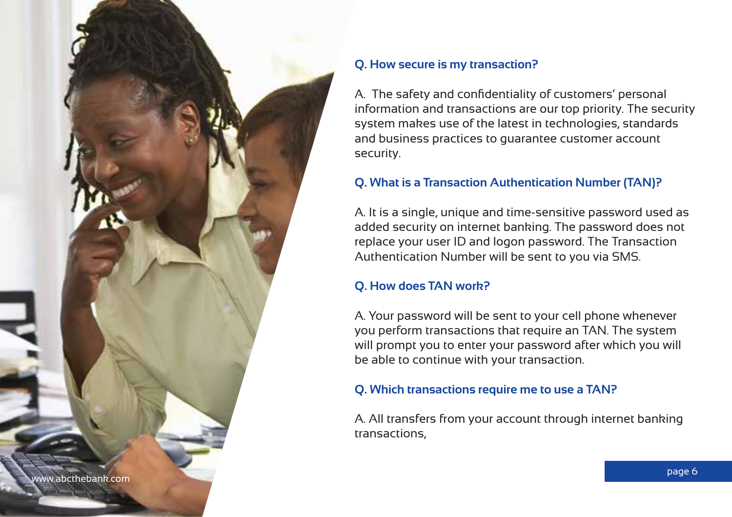### Q. How secure is my transaction?

A. The safety and confidentiality of customers' personal information and transactions are our top priority. The security system makes use of the latest in technologies, standards and business practices to guarantee customer account security.

### Q. What is a Transaction Authentication Number (TAN)?

A. It is a single, unique and time-sensitive password used as added security on internet banking. The password does not replace your user ID and logon password. The Transaction Authentication Number will be sent to you via SMS.

### Q. How does TAN work?

A. Your password will be sent to your cell phone whenever you perform transactions that require an TAN. The system will prompt you to enter your password after which you will be able to continue with your transaction.

### Q. Which transactions require me to use a TAN?

A. All transfers from your account through internet banking transactions,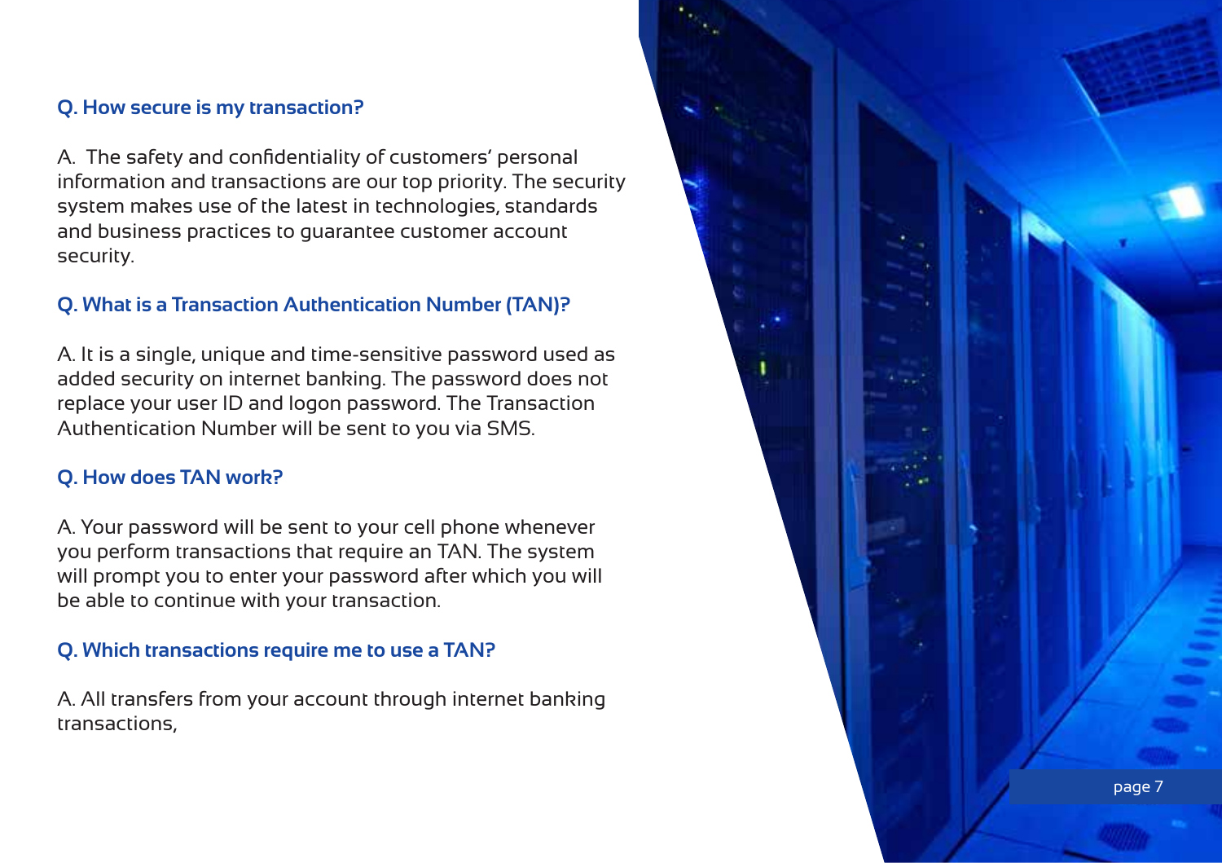### Q. How secure is my transaction?

A. The safety and confidentiality of customers' personal information and transactions are our top priority. The security system makes use of the latest in technologies, standards and business practices to guarantee customer account security.

### Q. What is a Transaction Authentication Number (TAN)?

A. It is a single, unique and time-sensitive password used as added security on internet banking. The password does not replace your user ID and logon password. The Transaction Authentication Number will be sent to you via SMS.

### Q. How does TAN work?

A. Your password will be sent to your cell phone whenever you perform transactions that require an TAN. The system will prompt you to enter your password after which you will be able to continue with your transaction.

### Q. Which transactions require me to use a TAN?

A. All transfers from your account through internet banking transactions,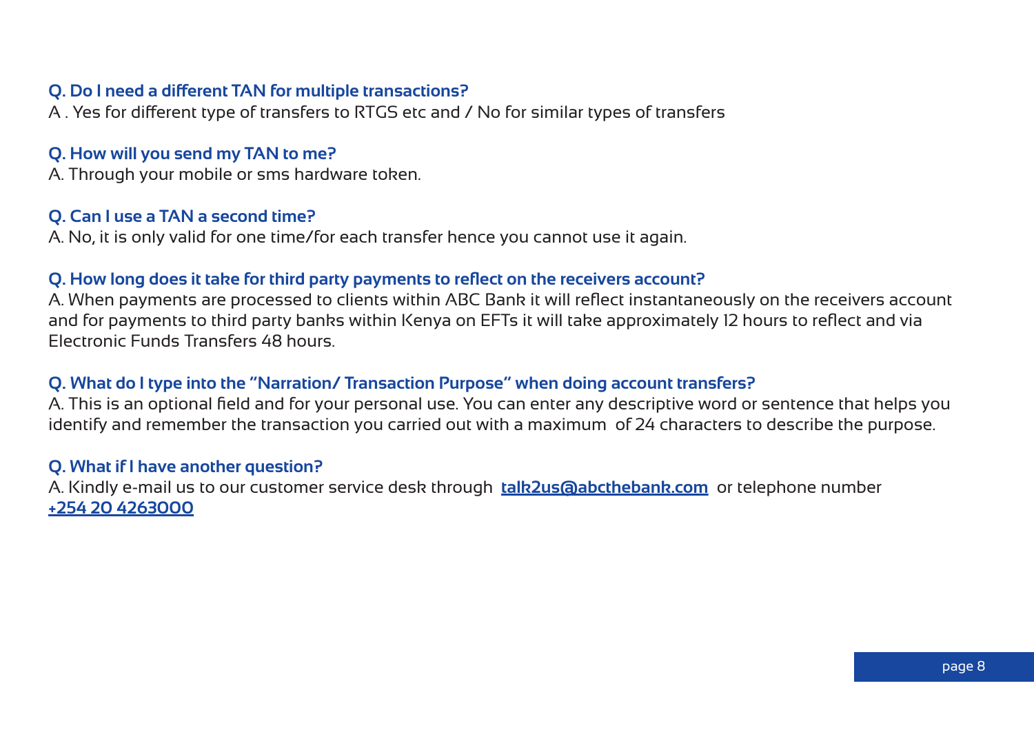**Q. Do I need a different TAN for multiple transactions?**

A . Yes for different type of transfers to RTGS etc and / No for similar types of transfers

**Q. How will you send my TAN to me?**

A. Through your mobile or sms hardware token.

**Q. Can I use a TAN a second time?**

A. No, it is only valid for one time/for each transfer hence you cannot use it again.

**Q. How long does it take for third party payments to reflect on the receivers account?**

A. When payments are processed to clients within ABC Bank it will reflect instantaneously on the receivers account and for payments to third party banks within Kenya on EFTs it will take approximately 12 hours to reflect and via Electronic Funds Transfers 48 hours.

**Q. What do I type into the "Narration/ Transaction Purpose" when doing account transfers?**

A. This is an optional field and for your personal use. You can enter any descriptive word or sentence that helps you identify and remember the transaction you carried out with a maximum of 24 characters to describe the purpose.

**Q. What if I have another question?**

A. Kindly e-mail us to our customer service desk through **talk2us@abcthebank.com** or telephone number **+254 20 4263000**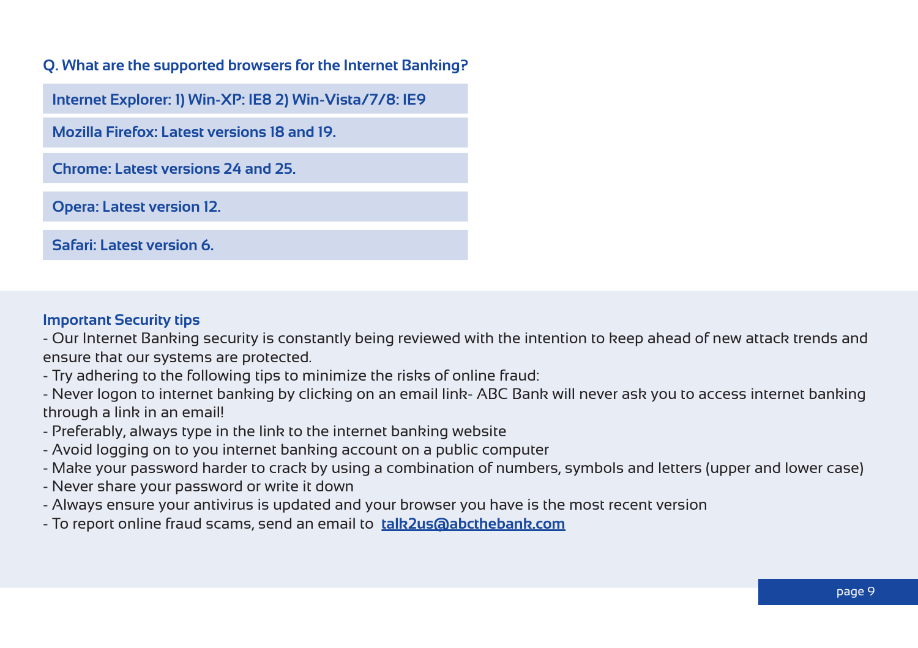**Q. What are the supported browsers for the Internet Banking?**

- **Internet Explorer: 1) Win-XP: IE8 2) Win-Vista/7/8: IE9**
- **Mozilla Firefox: Latest versions 18 and 19.**
- **Chrome: Latest versions 24 and 25.**
- **Opera: Latest version 12.**
- **Safari: Latest version 6.**

**Important Security tips**

- Our Internet Banking security is constantly being reviewed with the intention to keep ahead of new attack trends and ensure that our systems are protected.
- Try adhering to the following tips to minimize the risks of online fraud:
- Never logon to internet banking by clicking on an email link- ABC Bank will never ask you to access internet banking through a link in an email!
- Preferably, always type in the link to the internet banking website
- Avoid logging on to you internet banking account on a public computer
- Make your password harder to crack by using a combination of numbers, symbols and letters (upper and lower case)
- Never share your password or write it down
- Always ensure your antivirus is updated and your browser you have is the most recent version
- To report online fraud scams, send an email to **talk2us@abcthebank.com**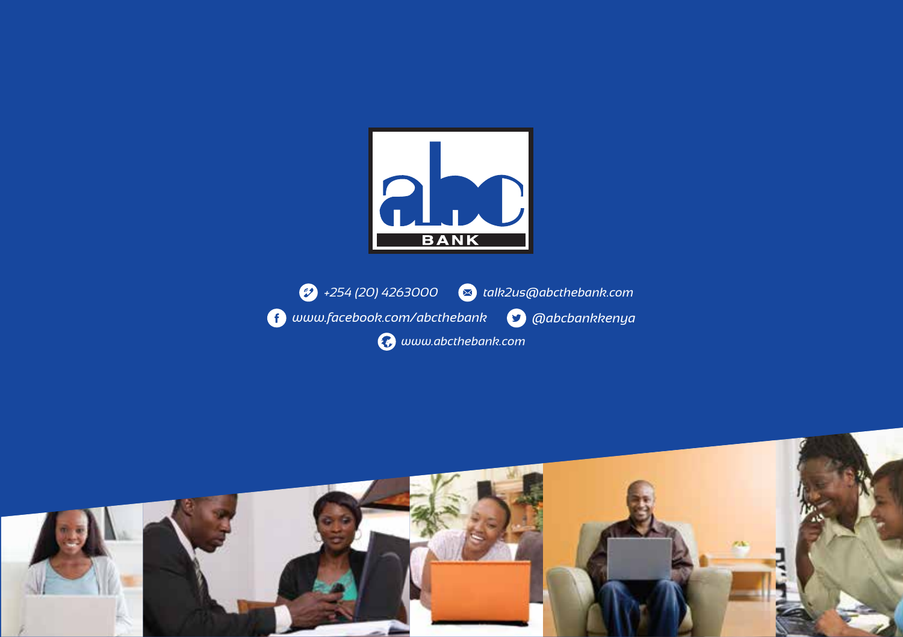abc BANK

+254 (20) 4263000

talk2us@abcthebank.com

www.facebook.com/abcthebank

@abcbankkenya

www.abcthebank.com